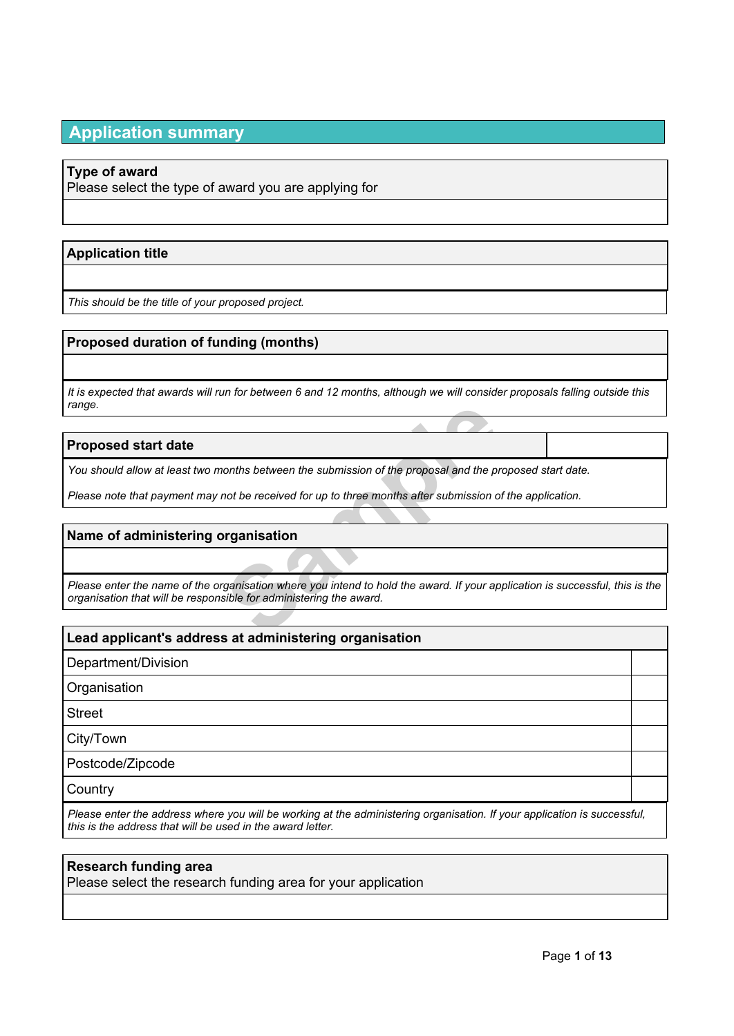# Application summary

**Type of award**
Please select the type of award you are applying for

**Application title**

*This should be the title of your proposed project.*

**Proposed duration of funding (months)**

*It is expected that awards will run for between 6 and 12 months, although we will consider proposals falling outside this range.*

**Proposed start date**

*You should allow at least two months between the submission of the proposal and the proposed start date.*

*Please note that payment may not be received for up to three months after submission of the application.*

**Name of administering organisation**

*Please enter the name of the organisation where you intend to hold the award. If your application is successful, this is the organisation that will be responsible for administering the award.*

**Lead applicant's address at administering organisation**

| | |
|---|---|
| Department/Division | |
| Organisation | |
| Street | |
| City/Town | |
| Postcode/Zipcode | |
| Country | |

*Please enter the address where you will be working at the administering organisation. If your application is successful, this is the address that will be used in the award letter.*

**Research funding area**
Please select the research funding area for your application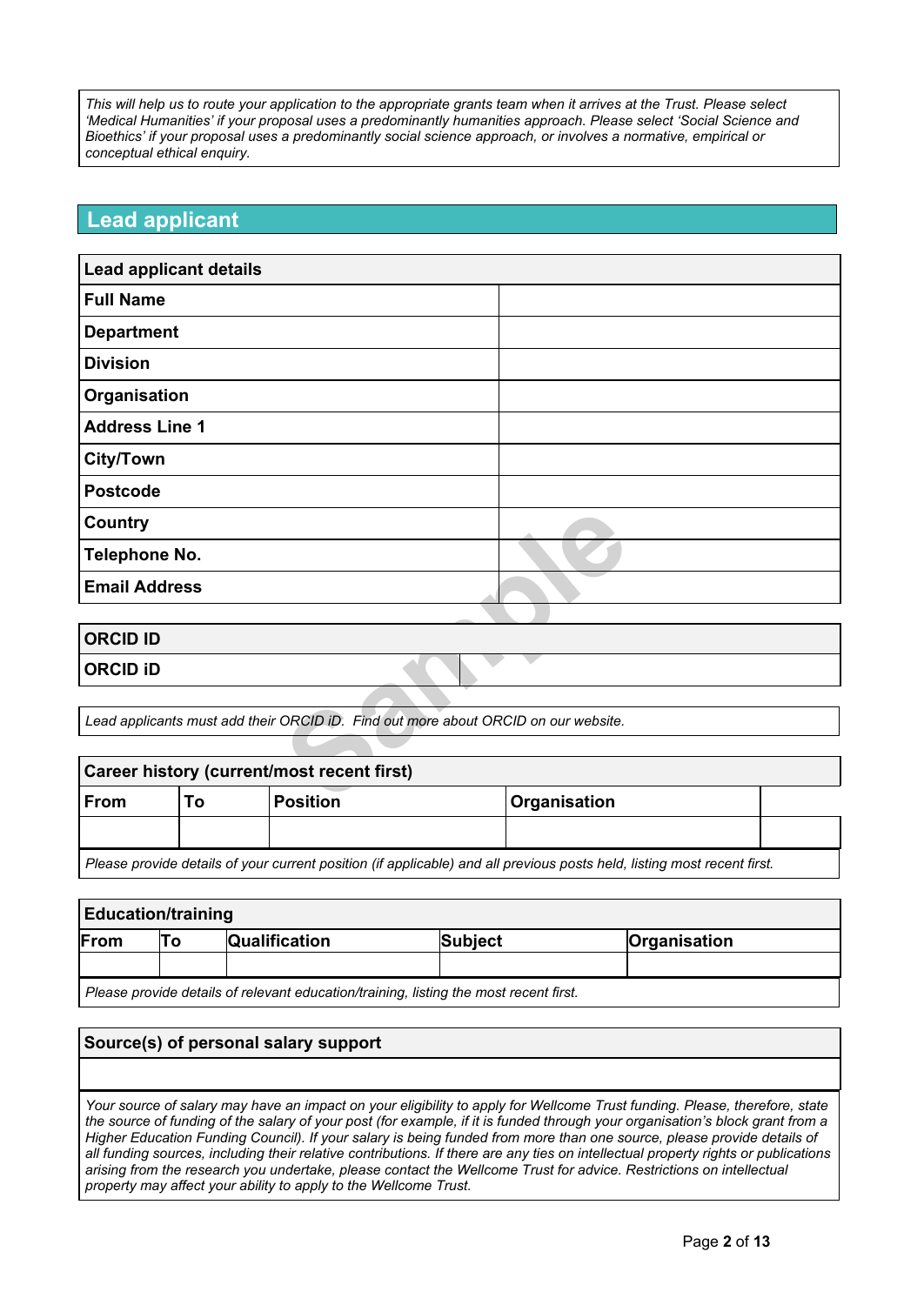*This will help us to route your application to the appropriate grants team when it arrives at the Trust. Please select 'Medical Humanities' if your proposal uses a predominantly humanities approach. Please select 'Social Science and Bioethics' if your proposal uses a predominantly social science approach, or involves a normative, empirical or conceptual ethical enquiry.*

## Lead applicant

| **Lead applicant details** | |
|---|---|
| **Full Name** | |
| **Department** | |
| **Division** | |
| **Organisation** | |
| **Address Line 1** | |
| **City/Town** | |
| **Postcode** | |
| **Country** | |
| **Telephone No.** | |
| **Email Address** | |

| **ORCID ID** | |
|---|---|
| **ORCID iD** | |

*Lead applicants must add their ORCID iD. Find out more about ORCID on our website.*

| **Career history (current/most recent first)** | | | | |
|---|---|---|---|---|
| **From** | **To** | **Position** | **Organisation** | |
| | | | | |

*Please provide details of your current position (if applicable) and all previous posts held, listing most recent first.*

| **Education/training** | | | | |
|---|---|---|---|---|
| **From** | **To** | **Qualification** | **Subject** | **Organisation** |
| | | | | |

*Please provide details of relevant education/training, listing the most recent first.*

| **Source(s) of personal salary support** |
|---|
| |

*Your source of salary may have an impact on your eligibility to apply for Wellcome Trust funding. Please, therefore, state the source of funding of the salary of your post (for example, if it is funded through your organisation's block grant from a Higher Education Funding Council). If your salary is being funded from more than one source, please provide details of all funding sources, including their relative contributions. If there are any ties on intellectual property rights or publications arising from the research you undertake, please contact the Wellcome Trust for advice. Restrictions on intellectual property may affect your ability to apply to the Wellcome Trust.*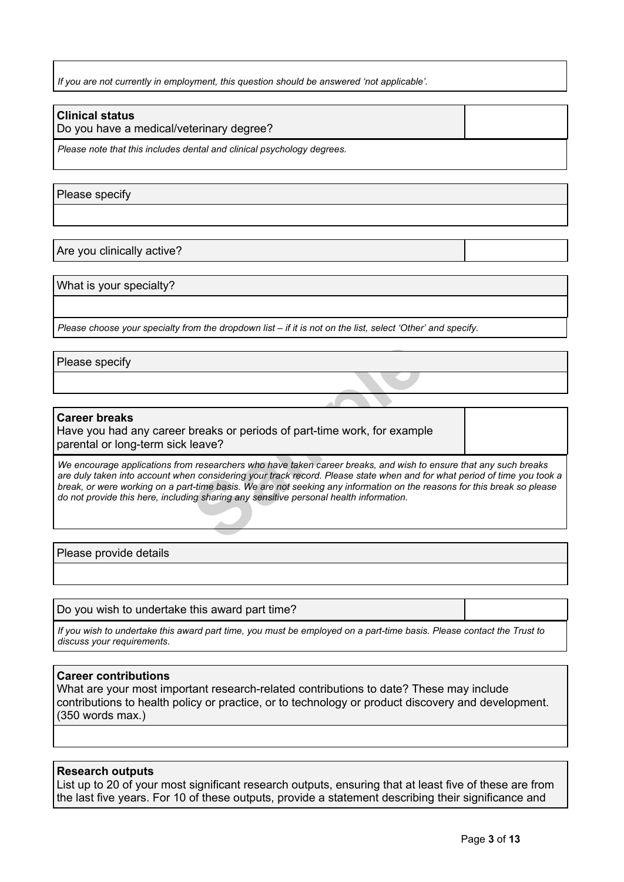*If you are not currently in employment, this question should be answered 'not applicable'.*

**Clinical status**

Do you have a medical/veterinary degree?

*Please note that this includes dental and clinical psychology degrees.*

Please specify

Are you clinically active?

What is your specialty?

*Please choose your specialty from the dropdown list – if it is not on the list, select 'Other' and specify.*

Please specify

**Career breaks**

Have you had any career breaks or periods of part-time work, for example parental or long-term sick leave?

*We encourage applications from researchers who have taken career breaks, and wish to ensure that any such breaks are duly taken into account when considering your track record. Please state when and for what period of time you took a break, or were working on a part-time basis. We are not seeking any information on the reasons for this break so please do not provide this here, including sharing any sensitive personal health information.*

Please provide details

Do you wish to undertake this award part time?

*If you wish to undertake this award part time, you must be employed on a part-time basis. Please contact the Trust to discuss your requirements.*

**Career contributions**

What are your most important research-related contributions to date? These may include contributions to health policy or practice, or to technology or product discovery and development. (350 words max.)

**Research outputs**

List up to 20 of your most significant research outputs, ensuring that at least five of these are from the last five years. For 10 of these outputs, provide a statement describing their significance and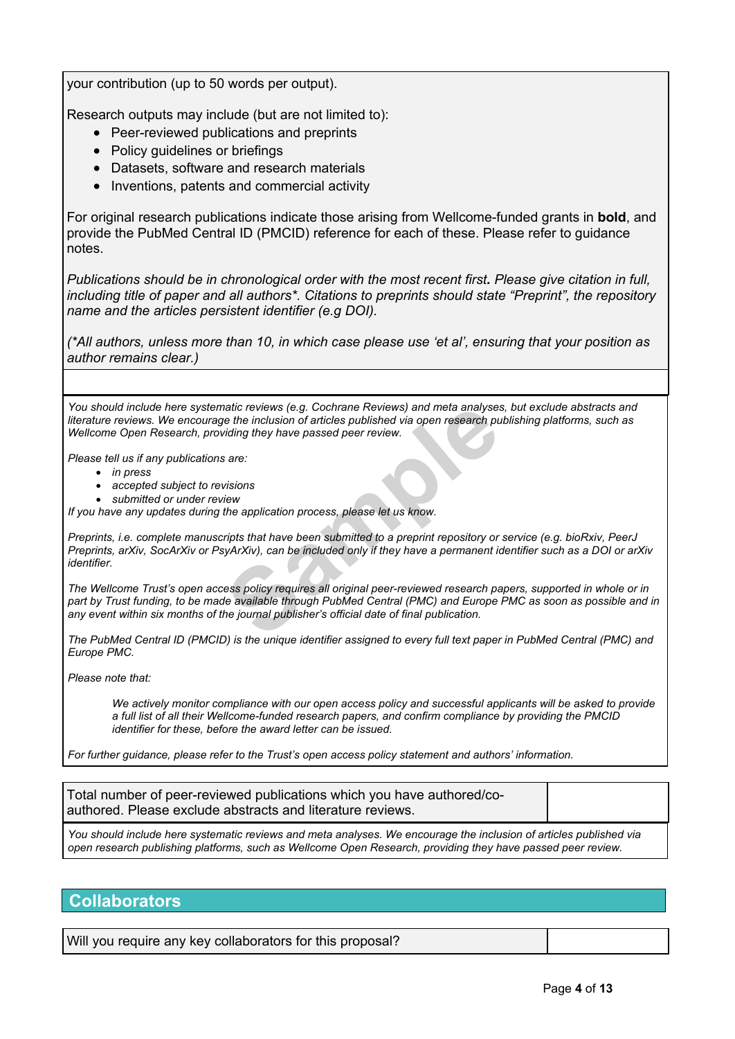your contribution (up to 50 words per output).

Research outputs may include (but are not limited to):

- Peer-reviewed publications and preprints
- Policy guidelines or briefings
- Datasets, software and research materials
- Inventions, patents and commercial activity

For original research publications indicate those arising from Wellcome-funded grants in **bold**, and provide the PubMed Central ID (PMCID) reference for each of these. Please refer to guidance notes.

*Publications should be in chronological order with the most recent first. Please give citation in full, including title of paper and all authors\*. Citations to preprints should state "Preprint", the repository name and the articles persistent identifier (e.g DOI).*

*(\*All authors, unless more than 10, in which case please use 'et al', ensuring that your position as author remains clear.)*

*You should include here systematic reviews (e.g. Cochrane Reviews) and meta analyses, but exclude abstracts and literature reviews. We encourage the inclusion of articles published via open research publishing platforms, such as Wellcome Open Research, providing they have passed peer review.*

*Please tell us if any publications are:*

- *in press*
- *accepted subject to revisions*
- *submitted or under review*

*If you have any updates during the application process, please let us know.*

*Preprints, i.e. complete manuscripts that have been submitted to a preprint repository or service (e.g. bioRxiv, PeerJ Preprints, arXiv, SocArXiv or PsyArXiv), can be included only if they have a permanent identifier such as a DOI or arXiv identifier.*

*The Wellcome Trust's open access policy requires all original peer-reviewed research papers, supported in whole or in part by Trust funding, to be made available through PubMed Central (PMC) and Europe PMC as soon as possible and in any event within six months of the journal publisher's official date of final publication.*

*The PubMed Central ID (PMCID) is the unique identifier assigned to every full text paper in PubMed Central (PMC) and Europe PMC.*

*Please note that:*

> *We actively monitor compliance with our open access policy and successful applicants will be asked to provide a full list of all their Wellcome-funded research papers, and confirm compliance by providing the PMCID identifier for these, before the award letter can be issued.*

*For further guidance, please refer to the Trust's open access policy statement and authors' information.*

| Total number of peer-reviewed publications which you have authored/co-authored. Please exclude abstracts and literature reviews. | |
|---|---|

*You should include here systematic reviews and meta analyses. We encourage the inclusion of articles published via open research publishing platforms, such as Wellcome Open Research, providing they have passed peer review.*

## Collaborators

| Will you require any key collaborators for this proposal? | |
|---|---|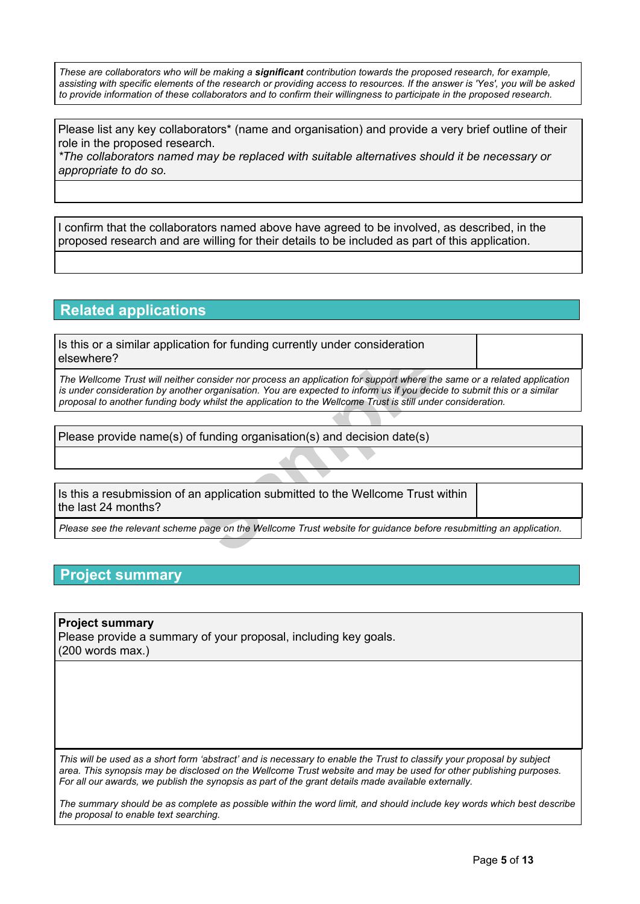*These are collaborators who will be making a **significant** contribution towards the proposed research, for example, assisting with specific elements of the research or providing access to resources. If the answer is 'Yes', you will be asked to provide information of these collaborators and to confirm their willingness to participate in the proposed research.*

| Please list any key collaborators* (name and organisation) and provide a very brief outline of their role in the proposed research. *\*The collaborators named may be replaced with suitable alternatives should it be necessary or appropriate to do so.* |
|---|
| |

| I confirm that the collaborators named above have agreed to be involved, as described, in the proposed research and are willing for their details to be included as part of this application. |
|---|
| |

## Related applications

| Is this or a similar application for funding currently under consideration elsewhere? | |
|---|---|

*The Wellcome Trust will neither consider nor process an application for support where the same or a related application is under consideration by another organisation. You are expected to inform us if you decide to submit this or a similar proposal to another funding body whilst the application to the Wellcome Trust is still under consideration.*

| Please provide name(s) of funding organisation(s) and decision date(s) |
|---|
| |

| Is this a resubmission of an application submitted to the Wellcome Trust within the last 24 months? | |
|---|---|

*Please see the relevant scheme page on the Wellcome Trust website for guidance before resubmitting an application.*

## Project summary

| **Project summary** Please provide a summary of your proposal, including key goals. (200 words max.) |
|---|
| |

*This will be used as a short form 'abstract' and is necessary to enable the Trust to classify your proposal by subject area. This synopsis may be disclosed on the Wellcome Trust website and may be used for other publishing purposes. For all our awards, we publish the synopsis as part of the grant details made available externally.*

*The summary should be as complete as possible within the word limit, and should include key words which best describe the proposal to enable text searching.*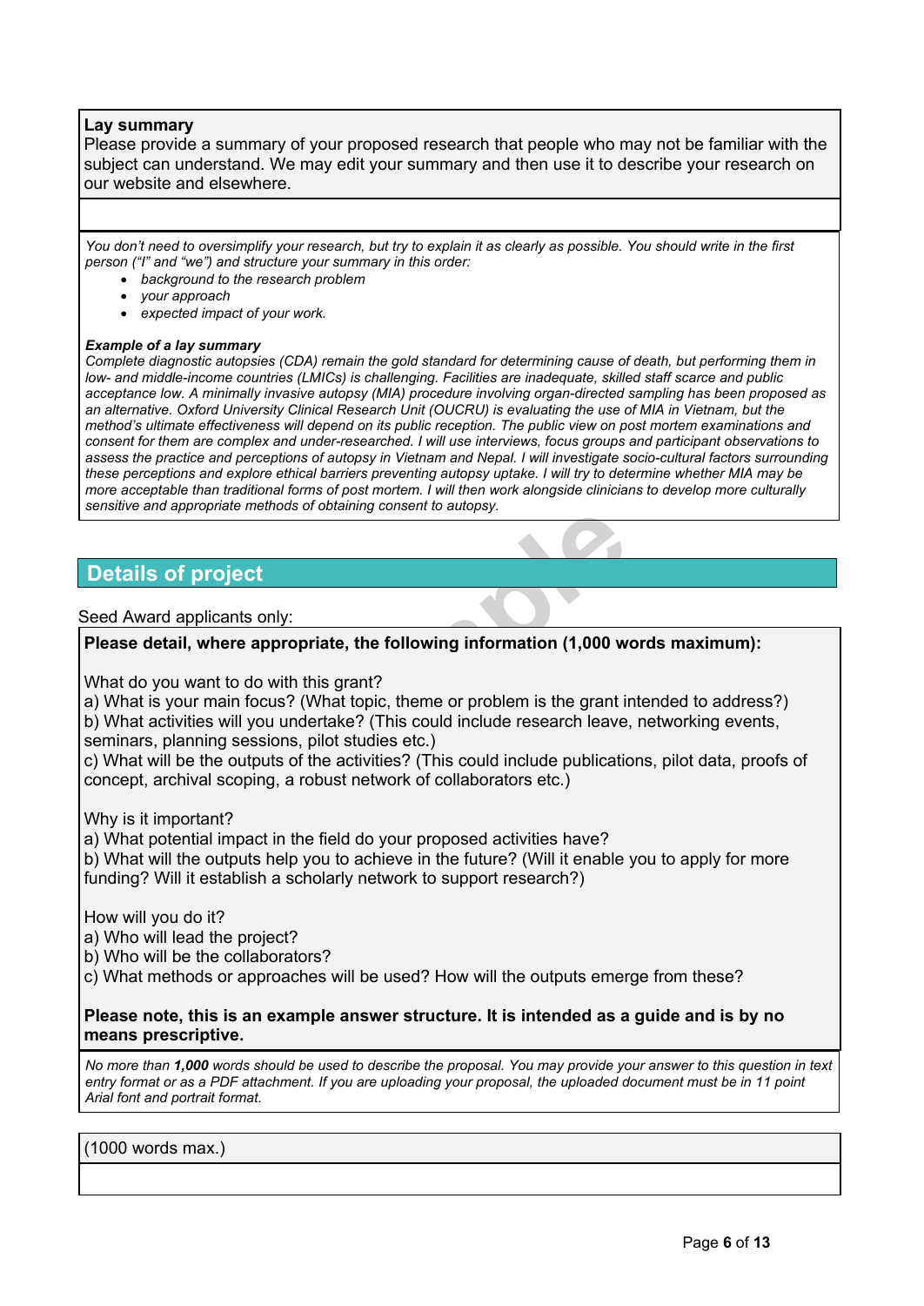**Lay summary**

Please provide a summary of your proposed research that people who may not be familiar with the subject can understand. We may edit your summary and then use it to describe your research on our website and elsewhere.

*You don't need to oversimplify your research, but try to explain it as clearly as possible. You should write in the first person ("I" and "we") and structure your summary in this order:*

- *background to the research problem*
- *your approach*
- *expected impact of your work.*

***Example of a lay summary***

*Complete diagnostic autopsies (CDA) remain the gold standard for determining cause of death, but performing them in low- and middle-income countries (LMICs) is challenging. Facilities are inadequate, skilled staff scarce and public acceptance low. A minimally invasive autopsy (MIA) procedure involving organ-directed sampling has been proposed as an alternative. Oxford University Clinical Research Unit (OUCRU) is evaluating the use of MIA in Vietnam, but the method's ultimate effectiveness will depend on its public reception. The public view on post mortem examinations and consent for them are complex and under-researched. I will use interviews, focus groups and participant observations to assess the practice and perceptions of autopsy in Vietnam and Nepal. I will investigate socio-cultural factors surrounding these perceptions and explore ethical barriers preventing autopsy uptake. I will try to determine whether MIA may be more acceptable than traditional forms of post mortem. I will then work alongside clinicians to develop more culturally sensitive and appropriate methods of obtaining consent to autopsy.*

## Details of project

Seed Award applicants only:

**Please detail, where appropriate, the following information (1,000 words maximum):**

What do you want to do with this grant?
a) What is your main focus? (What topic, theme or problem is the grant intended to address?)
b) What activities will you undertake? (This could include research leave, networking events, seminars, planning sessions, pilot studies etc.)
c) What will be the outputs of the activities? (This could include publications, pilot data, proofs of concept, archival scoping, a robust network of collaborators etc.)

Why is it important?
a) What potential impact in the field do your proposed activities have?
b) What will the outputs help you to achieve in the future? (Will it enable you to apply for more funding? Will it establish a scholarly network to support research?)

How will you do it?
a) Who will lead the project?
b) Who will be the collaborators?
c) What methods or approaches will be used? How will the outputs emerge from these?

**Please note, this is an example answer structure. It is intended as a guide and is by no means prescriptive.**

*No more than **1,000** words should be used to describe the proposal. You may provide your answer to this question in text entry format or as a PDF attachment. If you are uploading your proposal, the uploaded document must be in 11 point Arial font and portrait format.*

(1000 words max.)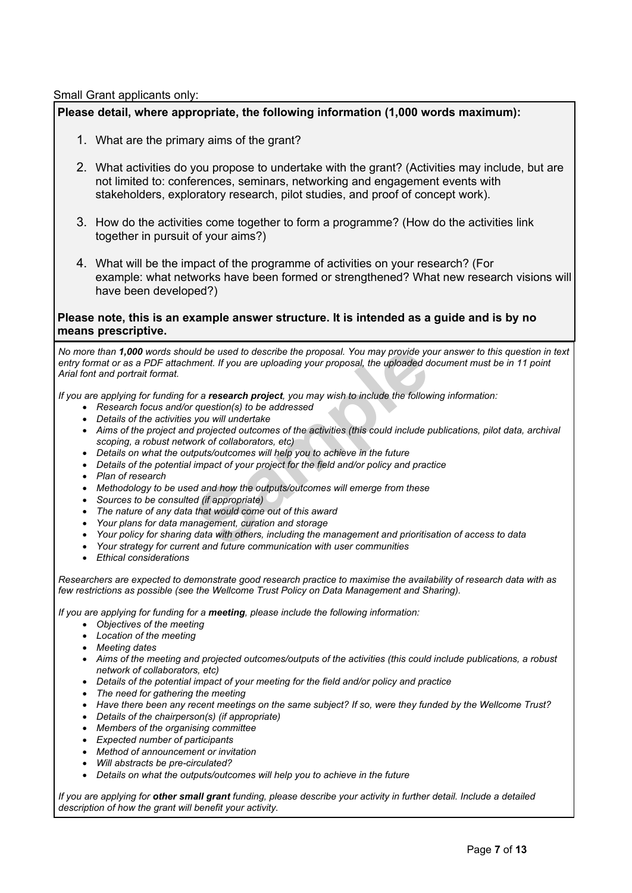Small Grant applicants only:

**Please detail, where appropriate, the following information (1,000 words maximum):**

1. What are the primary aims of the grant?
2. What activities do you propose to undertake with the grant? (Activities may include, but are not limited to: conferences, seminars, networking and engagement events with stakeholders, exploratory research, pilot studies, and proof of concept work).
3. How do the activities come together to form a programme? (How do the activities link together in pursuit of your aims?)
4. What will be the impact of the programme of activities on your research? (For example: what networks have been formed or strengthened? What new research visions will have been developed?)

**Please note, this is an example answer structure. It is intended as a guide and is by no means prescriptive.**

*No more than **1,000** words should be used to describe the proposal. You may provide your answer to this question in text entry format or as a PDF attachment. If you are uploading your proposal, the uploaded document must be in 11 point Arial font and portrait format.*

*If you are applying for funding for a **research project**, you may wish to include the following information:*

- *Research focus and/or question(s) to be addressed*
- *Details of the activities you will undertake*
- *Aims of the project and projected outcomes of the activities (this could include publications, pilot data, archival scoping, a robust network of collaborators, etc)*
- *Details on what the outputs/outcomes will help you to achieve in the future*
- *Details of the potential impact of your project for the field and/or policy and practice*
- *Plan of research*
- *Methodology to be used and how the outputs/outcomes will emerge from these*
- *Sources to be consulted (if appropriate)*
- *The nature of any data that would come out of this award*
- *Your plans for data management, curation and storage*
- *Your policy for sharing data with others, including the management and prioritisation of access to data*
- *Your strategy for current and future communication with user communities*
- *Ethical considerations*

*Researchers are expected to demonstrate good research practice to maximise the availability of research data with as few restrictions as possible (see the Wellcome Trust Policy on Data Management and Sharing).*

*If you are applying for funding for a **meeting**, please include the following information:*

- *Objectives of the meeting*
- *Location of the meeting*
- *Meeting dates*
- *Aims of the meeting and projected outcomes/outputs of the activities (this could include publications, a robust network of collaborators, etc)*
- *Details of the potential impact of your meeting for the field and/or policy and practice*
- *The need for gathering the meeting*
- *Have there been any recent meetings on the same subject? If so, were they funded by the Wellcome Trust?*
- *Details of the chairperson(s) (if appropriate)*
- *Members of the organising committee*
- *Expected number of participants*
- *Method of announcement or invitation*
- *Will abstracts be pre-circulated?*
- *Details on what the outputs/outcomes will help you to achieve in the future*

*If you are applying for **other small grant** funding, please describe your activity in further detail. Include a detailed description of how the grant will benefit your activity.*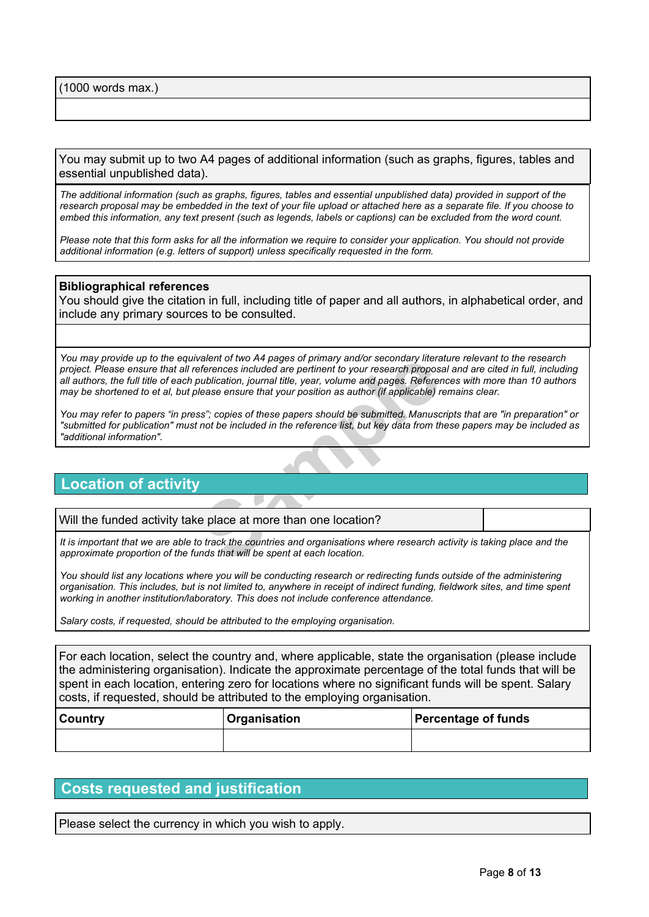(1000 words max.)

You may submit up to two A4 pages of additional information (such as graphs, figures, tables and essential unpublished data).

*The additional information (such as graphs, figures, tables and essential unpublished data) provided in support of the research proposal may be embedded in the text of your file upload or attached here as a separate file. If you choose to embed this information, any text present (such as legends, labels or captions) can be excluded from the word count.*

*Please note that this form asks for all the information we require to consider your application. You should not provide additional information (e.g. letters of support) unless specifically requested in the form.*

**Bibliographical references**

You should give the citation in full, including title of paper and all authors, in alphabetical order, and include any primary sources to be consulted.

*You may provide up to the equivalent of two A4 pages of primary and/or secondary literature relevant to the research project. Please ensure that all references included are pertinent to your research proposal and are cited in full, including all authors, the full title of each publication, journal title, year, volume and pages. References with more than 10 authors may be shortened to et al, but please ensure that your position as author (if applicable) remains clear.*

*You may refer to papers "in press"; copies of these papers should be submitted. Manuscripts that are "in preparation" or "submitted for publication" must not be included in the reference list, but key data from these papers may be included as "additional information".*

## Location of activity

Will the funded activity take place at more than one location?

*It is important that we are able to track the countries and organisations where research activity is taking place and the approximate proportion of the funds that will be spent at each location.*

*You should list any locations where you will be conducting research or redirecting funds outside of the administering organisation. This includes, but is not limited to, anywhere in receipt of indirect funding, fieldwork sites, and time spent working in another institution/laboratory. This does not include conference attendance.*

*Salary costs, if requested, should be attributed to the employing organisation.*

For each location, select the country and, where applicable, state the organisation (please include the administering organisation). Indicate the approximate percentage of the total funds that will be spent in each location, entering zero for locations where no significant funds will be spent. Salary costs, if requested, should be attributed to the employing organisation.

| Country | Organisation | Percentage of funds |
| --- | --- | --- |
| | | |

## Costs requested and justification

Please select the currency in which you wish to apply.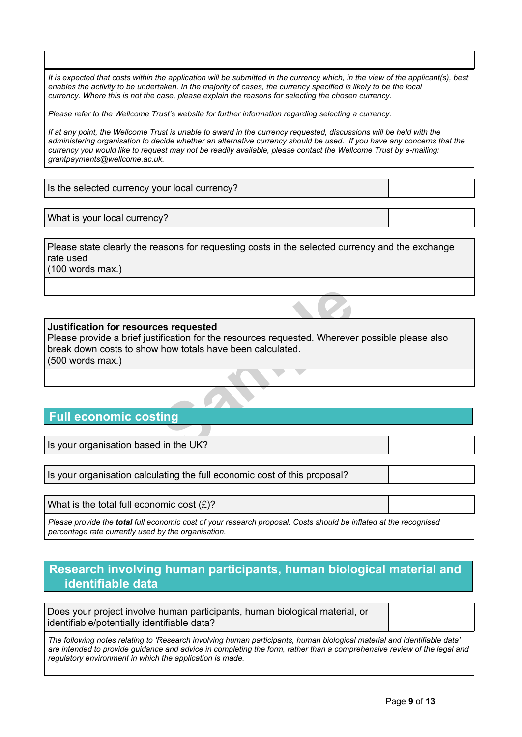*It is expected that costs within the application will be submitted in the currency which, in the view of the applicant(s), best enables the activity to be undertaken. In the majority of cases, the currency specified is likely to be the local currency. Where this is not the case, please explain the reasons for selecting the chosen currency.*

*Please refer to the Wellcome Trust's website for further information regarding selecting a currency.*

*If at any point, the Wellcome Trust is unable to award in the currency requested, discussions will be held with the administering organisation to decide whether an alternative currency should be used. If you have any concerns that the currency you would like to request may not be readily available, please contact the Wellcome Trust by e-mailing: grantpayments@wellcome.ac.uk.*

| Is the selected currency your local currency? | |
|---|---|

| What is your local currency? | |
|---|---|

Please state clearly the reasons for requesting costs in the selected currency and the exchange rate used
(100 words max.)

**Justification for resources requested**
Please provide a brief justification for the resources requested. Wherever possible please also break down costs to show how totals have been calculated.
(500 words max.)

## Full economic costing

| Is your organisation based in the UK? | |
|---|---|

| Is your organisation calculating the full economic cost of this proposal? | |
|---|---|

| What is the total full economic cost (£)? | |
|---|---|

*Please provide the **total** full economic cost of your research proposal. Costs should be inflated at the recognised percentage rate currently used by the organisation.*

## Research involving human participants, human biological material and identifiable data

| Does your project involve human participants, human biological material, or identifiable/potentially identifiable data? | |
|---|---|

*The following notes relating to 'Research involving human participants, human biological material and identifiable data' are intended to provide guidance and advice in completing the form, rather than a comprehensive review of the legal and regulatory environment in which the application is made.*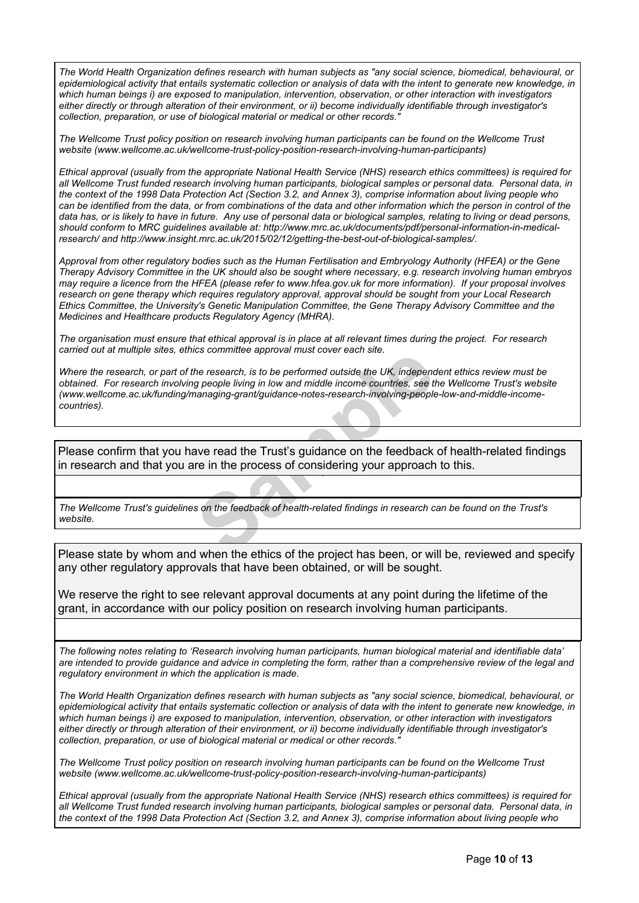*The World Health Organization defines research with human subjects as "any social science, biomedical, behavioural, or epidemiological activity that entails systematic collection or analysis of data with the intent to generate new knowledge, in which human beings i) are exposed to manipulation, intervention, observation, or other interaction with investigators either directly or through alteration of their environment, or ii) become individually identifiable through investigator's collection, preparation, or use of biological material or medical or other records."*

*The Wellcome Trust policy position on research involving human participants can be found on the Wellcome Trust website (www.wellcome.ac.uk/wellcome-trust-policy-position-research-involving-human-participants)*

*Ethical approval (usually from the appropriate National Health Service (NHS) research ethics committees) is required for all Wellcome Trust funded research involving human participants, biological samples or personal data. Personal data, in the context of the 1998 Data Protection Act (Section 3.2, and Annex 3), comprise information about living people who can be identified from the data, or from combinations of the data and other information which the person in control of the data has, or is likely to have in future. Any use of personal data or biological samples, relating to living or dead persons, should conform to MRC guidelines available at: http://www.mrc.ac.uk/documents/pdf/personal-information-in-medical-research/ and http://www.insight.mrc.ac.uk/2015/02/12/getting-the-best-out-of-biological-samples/.*

*Approval from other regulatory bodies such as the Human Fertilisation and Embryology Authority (HFEA) or the Gene Therapy Advisory Committee in the UK should also be sought where necessary, e.g. research involving human embryos may require a licence from the HFEA (please refer to www.hfea.gov.uk for more information). If your proposal involves research on gene therapy which requires regulatory approval, approval should be sought from your Local Research Ethics Committee, the University's Genetic Manipulation Committee, the Gene Therapy Advisory Committee and the Medicines and Healthcare products Regulatory Agency (MHRA).*

*The organisation must ensure that ethical approval is in place at all relevant times during the project. For research carried out at multiple sites, ethics committee approval must cover each site.*

*Where the research, or part of the research, is to be performed outside the UK, independent ethics review must be obtained. For research involving people living in low and middle income countries, see the Wellcome Trust's website (www.wellcome.ac.uk/funding/managing-grant/guidance-notes-research-involving-people-low-and-middle-income-countries).*

Please confirm that you have read the Trust's guidance on the feedback of health-related findings in research and that you are in the process of considering your approach to this.

*The Wellcome Trust's guidelines on the feedback of health-related findings in research can be found on the Trust's website.*

Please state by whom and when the ethics of the project has been, or will be, reviewed and specify any other regulatory approvals that have been obtained, or will be sought.

We reserve the right to see relevant approval documents at any point during the lifetime of the grant, in accordance with our policy position on research involving human participants.

*The following notes relating to 'Research involving human participants, human biological material and identifiable data' are intended to provide guidance and advice in completing the form, rather than a comprehensive review of the legal and regulatory environment in which the application is made.*

*The World Health Organization defines research with human subjects as "any social science, biomedical, behavioural, or epidemiological activity that entails systematic collection or analysis of data with the intent to generate new knowledge, in which human beings i) are exposed to manipulation, intervention, observation, or other interaction with investigators either directly or through alteration of their environment, or ii) become individually identifiable through investigator's collection, preparation, or use of biological material or medical or other records."*

*The Wellcome Trust policy position on research involving human participants can be found on the Wellcome Trust website (www.wellcome.ac.uk/wellcome-trust-policy-position-research-involving-human-participants)*

*Ethical approval (usually from the appropriate National Health Service (NHS) research ethics committees) is required for all Wellcome Trust funded research involving human participants, biological samples or personal data. Personal data, in the context of the 1998 Data Protection Act (Section 3.2, and Annex 3), comprise information about living people who*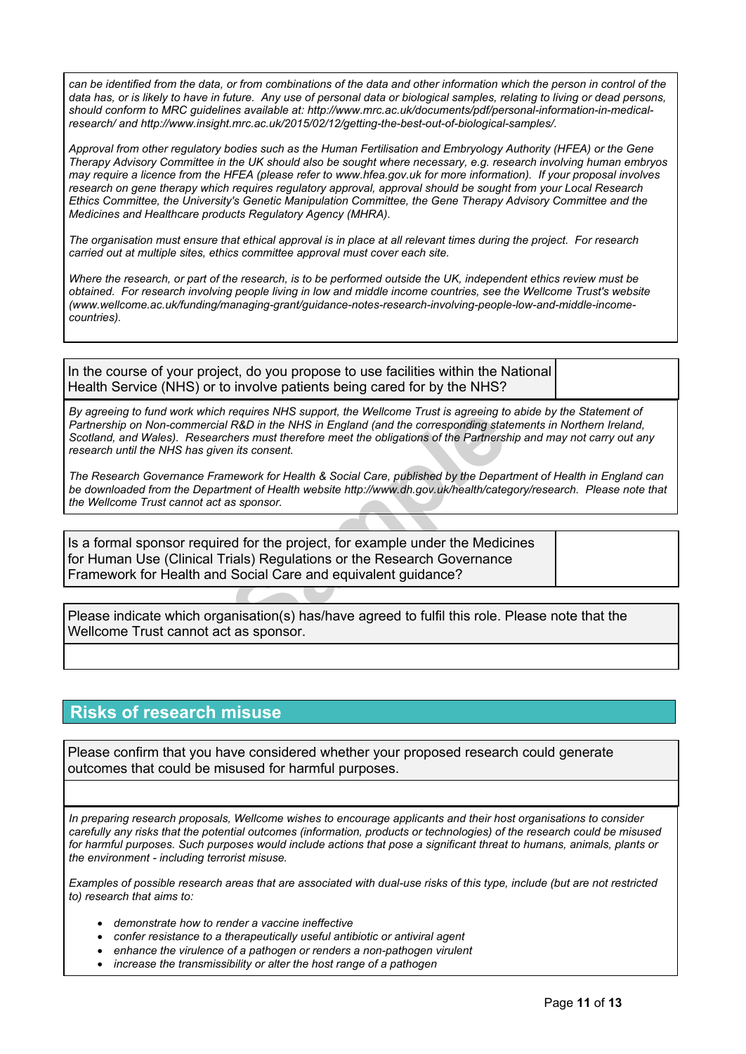*can be identified from the data, or from combinations of the data and other information which the person in control of the data has, or is likely to have in future. Any use of personal data or biological samples, relating to living or dead persons, should conform to MRC guidelines available at: http://www.mrc.ac.uk/documents/pdf/personal-information-in-medical-research/ and http://www.insight.mrc.ac.uk/2015/02/12/getting-the-best-out-of-biological-samples/.*

*Approval from other regulatory bodies such as the Human Fertilisation and Embryology Authority (HFEA) or the Gene Therapy Advisory Committee in the UK should also be sought where necessary, e.g. research involving human embryos may require a licence from the HFEA (please refer to www.hfea.gov.uk for more information). If your proposal involves research on gene therapy which requires regulatory approval, approval should be sought from your Local Research Ethics Committee, the University's Genetic Manipulation Committee, the Gene Therapy Advisory Committee and the Medicines and Healthcare products Regulatory Agency (MHRA).*

*The organisation must ensure that ethical approval is in place at all relevant times during the project. For research carried out at multiple sites, ethics committee approval must cover each site.*

*Where the research, or part of the research, is to be performed outside the UK, independent ethics review must be obtained. For research involving people living in low and middle income countries, see the Wellcome Trust's website (www.wellcome.ac.uk/funding/managing-grant/guidance-notes-research-involving-people-low-and-middle-income-countries).*

| In the course of your project, do you propose to use facilities within the National Health Service (NHS) or to involve patients being cared for by the NHS? | |
|---|---|

*By agreeing to fund work which requires NHS support, the Wellcome Trust is agreeing to abide by the Statement of Partnership on Non-commercial R&D in the NHS in England (and the corresponding statements in Northern Ireland, Scotland, and Wales). Researchers must therefore meet the obligations of the Partnership and may not carry out any research until the NHS has given its consent.*

*The Research Governance Framework for Health & Social Care, published by the Department of Health in England can be downloaded from the Department of Health website http://www.dh.gov.uk/health/category/research. Please note that the Wellcome Trust cannot act as sponsor.*

| Is a formal sponsor required for the project, for example under the Medicines for Human Use (Clinical Trials) Regulations or the Research Governance Framework for Health and Social Care and equivalent guidance? | |
|---|---|

Please indicate which organisation(s) has/have agreed to fulfil this role. Please note that the Wellcome Trust cannot act as sponsor.

## Risks of research misuse

Please confirm that you have considered whether your proposed research could generate outcomes that could be misused for harmful purposes.

*In preparing research proposals, Wellcome wishes to encourage applicants and their host organisations to consider carefully any risks that the potential outcomes (information, products or technologies) of the research could be misused for harmful purposes. Such purposes would include actions that pose a significant threat to humans, animals, plants or the environment - including terrorist misuse.*

*Examples of possible research areas that are associated with dual-use risks of this type, include (but are not restricted to) research that aims to:*

- *demonstrate how to render a vaccine ineffective*
- *confer resistance to a therapeutically useful antibiotic or antiviral agent*
- *enhance the virulence of a pathogen or renders a non-pathogen virulent*
- *increase the transmissibility or alter the host range of a pathogen*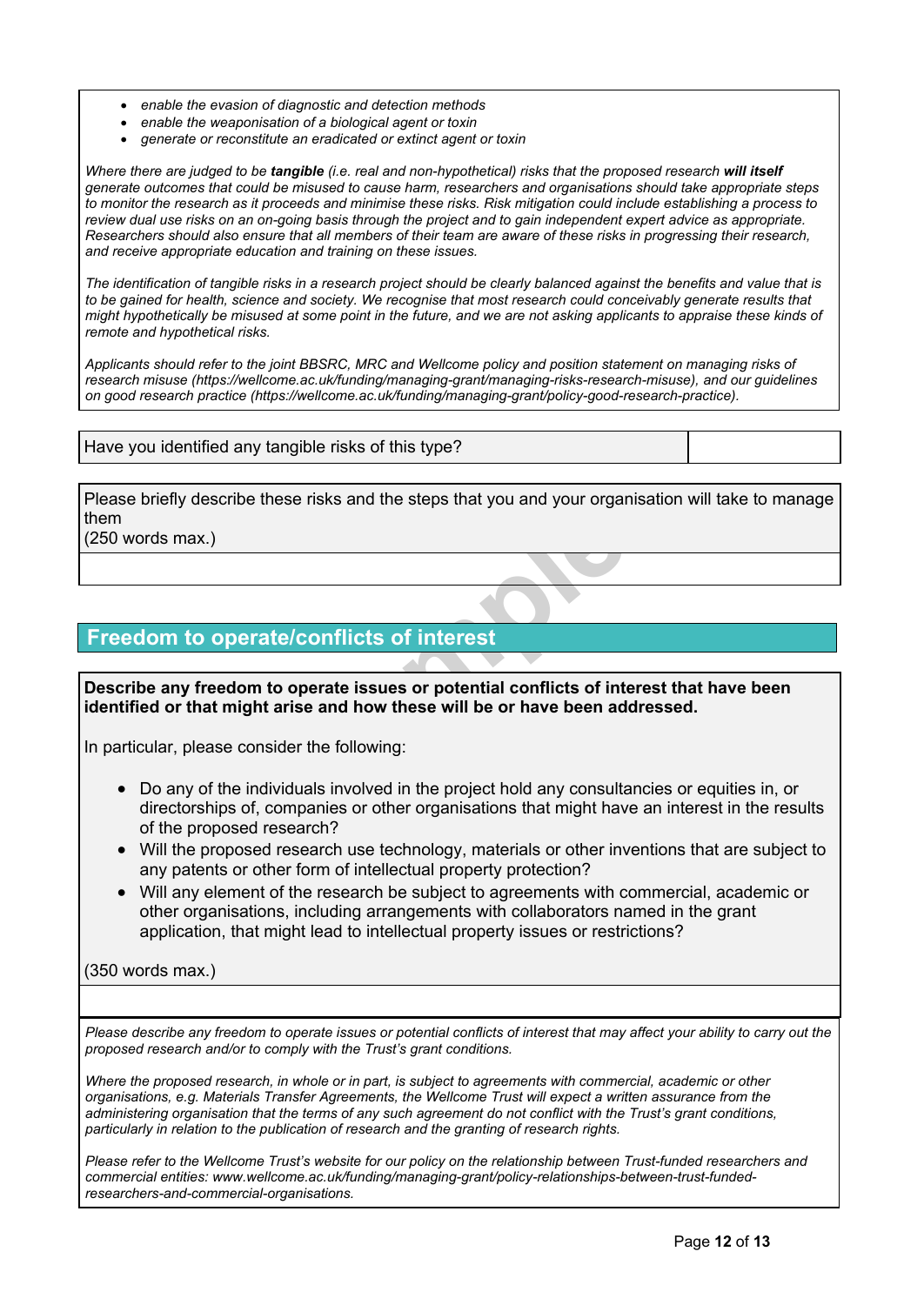- *enable the evasion of diagnostic and detection methods*
- *enable the weaponisation of a biological agent or toxin*
- *generate or reconstitute an eradicated or extinct agent or toxin*

*Where there are judged to be **tangible** (i.e. real and non-hypothetical) risks that the proposed research **will itself** generate outcomes that could be misused to cause harm, researchers and organisations should take appropriate steps to monitor the research as it proceeds and minimise these risks. Risk mitigation could include establishing a process to review dual use risks on an on-going basis through the project and to gain independent expert advice as appropriate. Researchers should also ensure that all members of their team are aware of these risks in progressing their research, and receive appropriate education and training on these issues.*

*The identification of tangible risks in a research project should be clearly balanced against the benefits and value that is to be gained for health, science and society. We recognise that most research could conceivably generate results that might hypothetically be misused at some point in the future, and we are not asking applicants to appraise these kinds of remote and hypothetical risks.*

*Applicants should refer to the joint BBSRC, MRC and Wellcome policy and position statement on managing risks of research misuse (https://wellcome.ac.uk/funding/managing-grant/managing-risks-research-misuse), and our guidelines on good research practice (https://wellcome.ac.uk/funding/managing-grant/policy-good-research-practice).*

| Have you identified any tangible risks of this type? | |
|---|---|

Please briefly describe these risks and the steps that you and your organisation will take to manage them
(250 words max.)

## Freedom to operate/conflicts of interest

**Describe any freedom to operate issues or potential conflicts of interest that have been identified or that might arise and how these will be or have been addressed.**

In particular, please consider the following:

- Do any of the individuals involved in the project hold any consultancies or equities in, or directorships of, companies or other organisations that might have an interest in the results of the proposed research?
- Will the proposed research use technology, materials or other inventions that are subject to any patents or other form of intellectual property protection?
- Will any element of the research be subject to agreements with commercial, academic or other organisations, including arrangements with collaborators named in the grant application, that might lead to intellectual property issues or restrictions?

(350 words max.)

*Please describe any freedom to operate issues or potential conflicts of interest that may affect your ability to carry out the proposed research and/or to comply with the Trust's grant conditions.*

*Where the proposed research, in whole or in part, is subject to agreements with commercial, academic or other organisations, e.g. Materials Transfer Agreements, the Wellcome Trust will expect a written assurance from the administering organisation that the terms of any such agreement do not conflict with the Trust's grant conditions, particularly in relation to the publication of research and the granting of research rights.*

*Please refer to the Wellcome Trust's website for our policy on the relationship between Trust-funded researchers and commercial entities: www.wellcome.ac.uk/funding/managing-grant/policy-relationships-between-trust-funded-researchers-and-commercial-organisations.*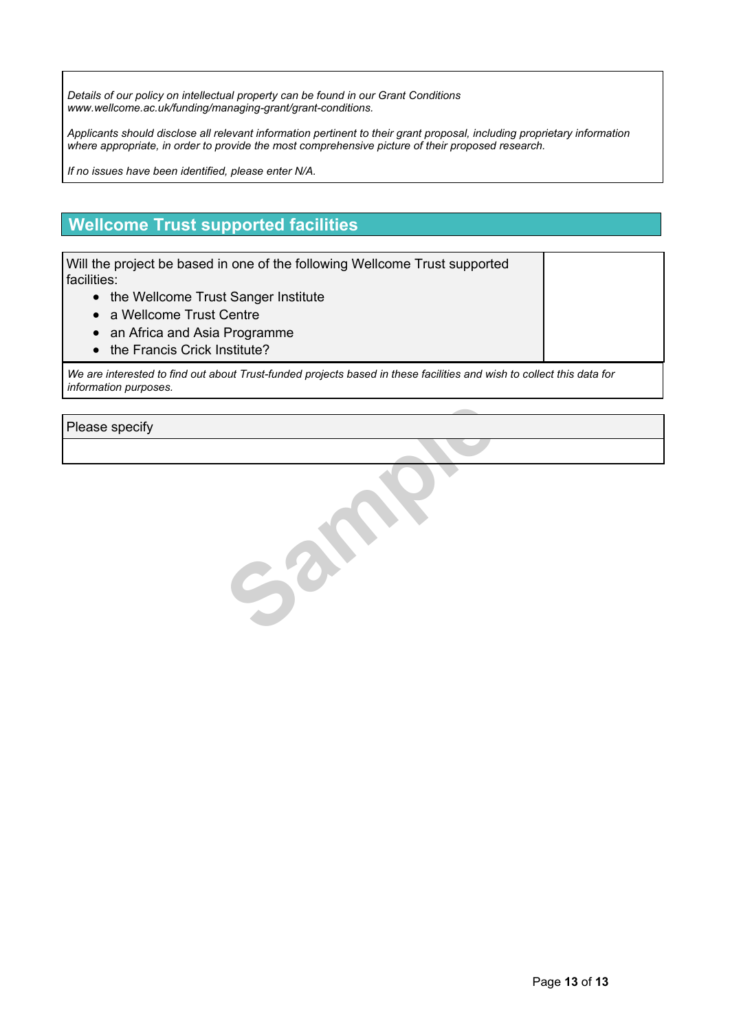*Details of our policy on intellectual property can be found in our Grant Conditions www.wellcome.ac.uk/funding/managing-grant/grant-conditions.*

*Applicants should disclose all relevant information pertinent to their grant proposal, including proprietary information where appropriate, in order to provide the most comprehensive picture of their proposed research.*

*If no issues have been identified, please enter N/A.*

## Wellcome Trust supported facilities

| | |
|---|---|
| Will the project be based in one of the following Wellcome Trust supported facilities:<br>• the Wellcome Trust Sanger Institute<br>• a Wellcome Trust Centre<br>• an Africa and Asia Programme<br>• the Francis Crick Institute? | |

*We are interested to find out about Trust-funded projects based in these facilities and wish to collect this data for information purposes.*

| Please specify |
|---|
| |

Sample